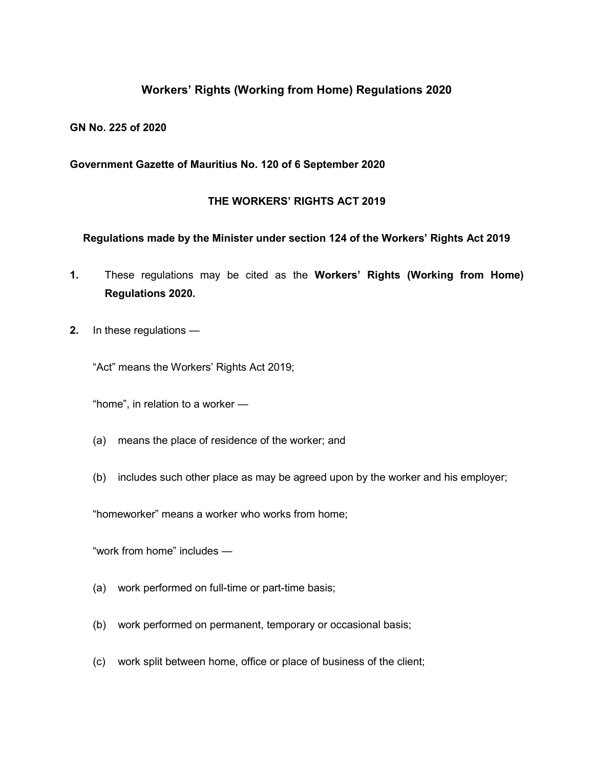# Workers' Rights (Working from Home) Regulations 2020

**GN No. 225 of 2020**

**Government Gazette of Mauritius No. 120 of 6 September 2020**

## THE WORKERS' RIGHTS ACT 2019

**Regulations made by the Minister under section 124 of the Workers' Rights Act 2019**

**1.** These regulations may be cited as the **Workers' Rights (Working from Home) Regulations 2020.**

**2.** In these regulations —

"Act" means the Workers' Rights Act 2019;

"home", in relation to a worker —

(a) means the place of residence of the worker; and

(b) includes such other place as may be agreed upon by the worker and his employer;

"homeworker" means a worker who works from home;

"work from home" includes —

(a) work performed on full-time or part-time basis;

(b) work performed on permanent, temporary or occasional basis;

(c) work split between home, office or place of business of the client;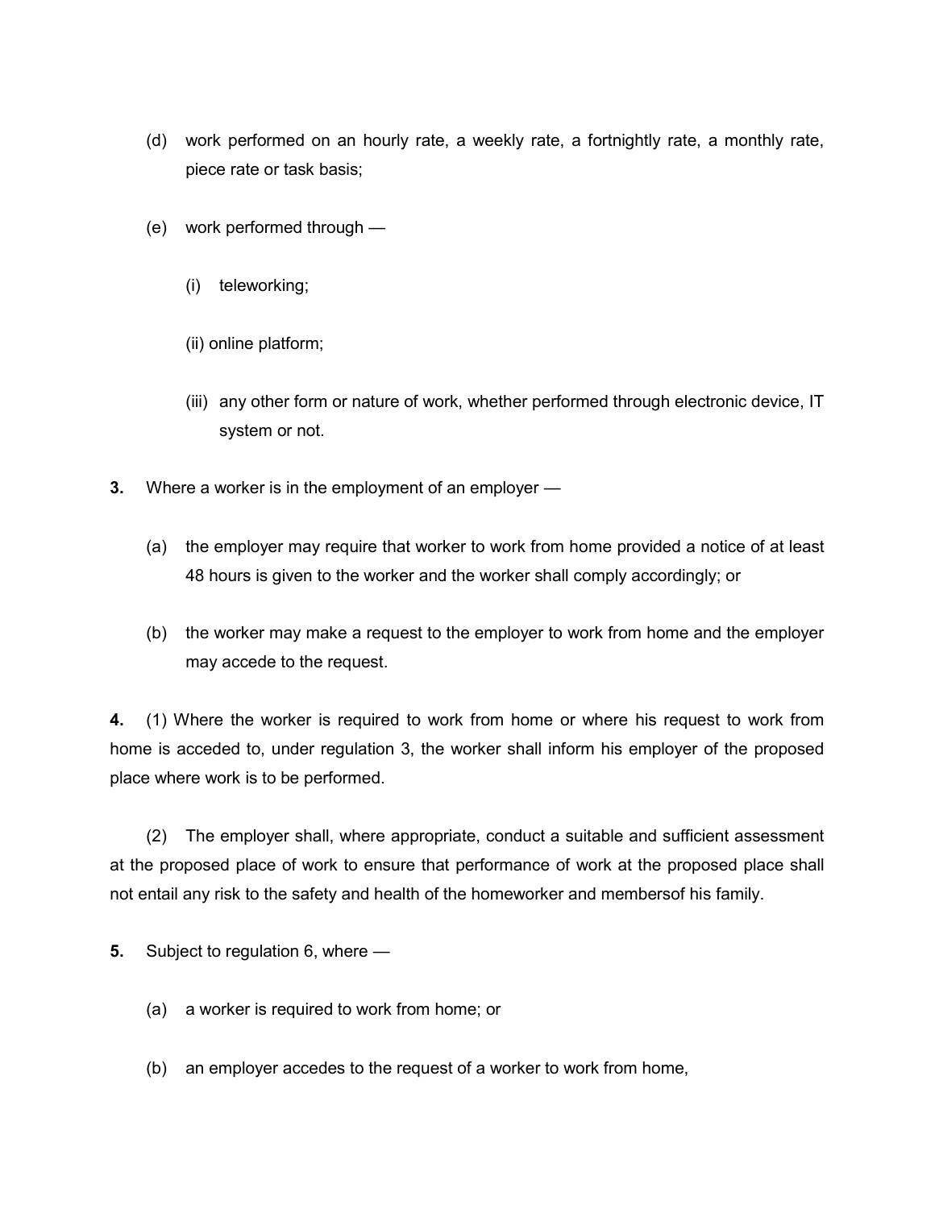(d) work performed on an hourly rate, a weekly rate, a fortnightly rate, a monthly rate, piece rate or task basis;

(e) work performed through —

(i) teleworking;

(ii) online platform;

(iii) any other form or nature of work, whether performed through electronic device, IT system or not.

**3.** Where a worker is in the employment of an employer —

(a) the employer may require that worker to work from home provided a notice of at least 48 hours is given to the worker and the worker shall comply accordingly; or

(b) the worker may make a request to the employer to work from home and the employer may accede to the request.

**4.** (1) Where the worker is required to work from home or where his request to work from home is acceded to, under regulation 3, the worker shall inform his employer of the proposed place where work is to be performed.

(2) The employer shall, where appropriate, conduct a suitable and sufficient assessment at the proposed place of work to ensure that performance of work at the proposed place shall not entail any risk to the safety and health of the homeworker and membersof his family.

**5.** Subject to regulation 6, where —

(a) a worker is required to work from home; or

(b) an employer accedes to the request of a worker to work from home,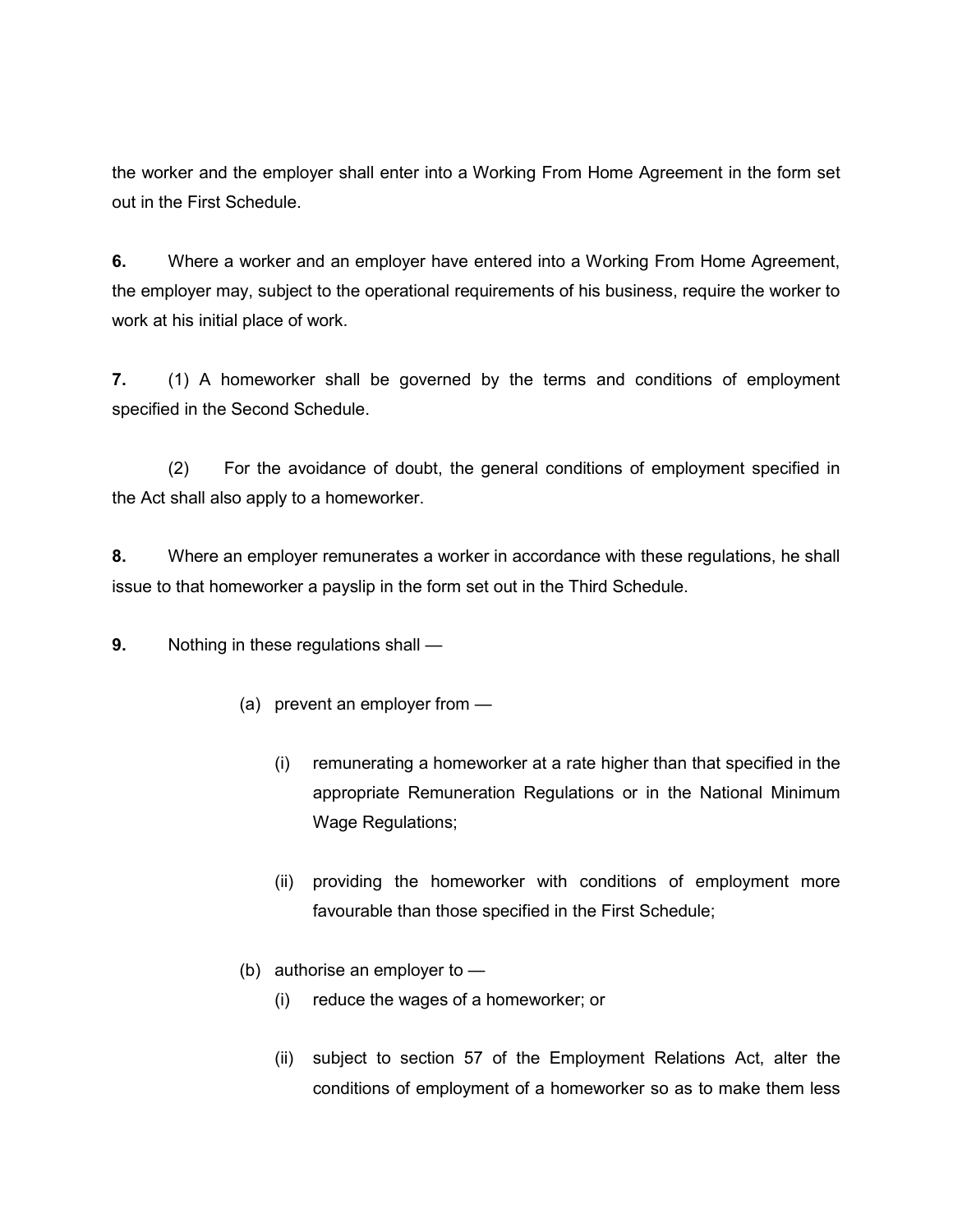the worker and the employer shall enter into a Working From Home Agreement in the form set out in the First Schedule.

**6.** Where a worker and an employer have entered into a Working From Home Agreement, the employer may, subject to the operational requirements of his business, require the worker to work at his initial place of work.

**7.** (1) A homeworker shall be governed by the terms and conditions of employment specified in the Second Schedule.

(2) For the avoidance of doubt, the general conditions of employment specified in the Act shall also apply to a homeworker.

**8.** Where an employer remunerates a worker in accordance with these regulations, he shall issue to that homeworker a payslip in the form set out in the Third Schedule.

**9.** Nothing in these regulations shall —

(a) prevent an employer from —

(i) remunerating a homeworker at a rate higher than that specified in the appropriate Remuneration Regulations or in the National Minimum Wage Regulations;

(ii) providing the homeworker with conditions of employment more favourable than those specified in the First Schedule;

(b) authorise an employer to —

(i) reduce the wages of a homeworker; or

(ii) subject to section 57 of the Employment Relations Act, alter the conditions of employment of a homeworker so as to make them less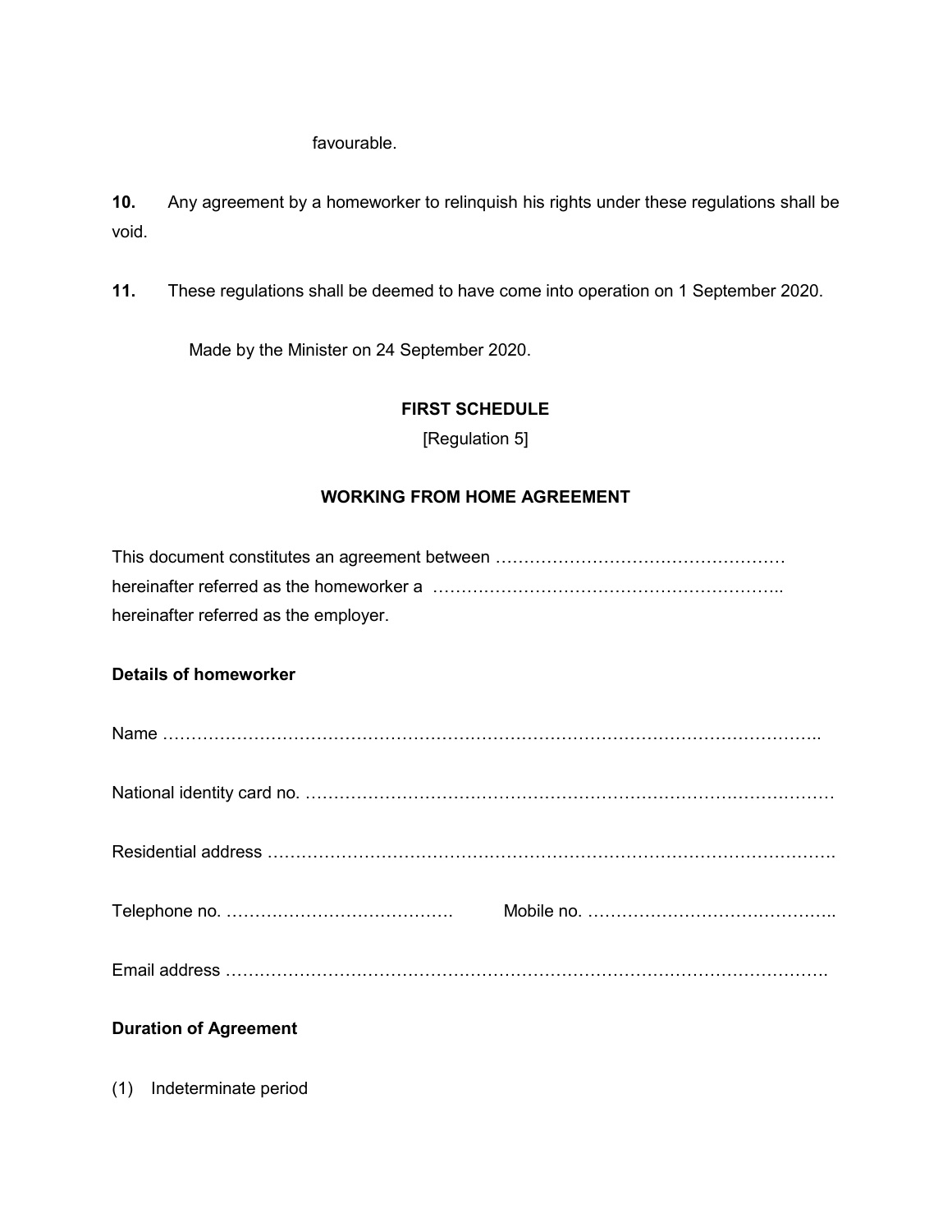favourable.

**10.** Any agreement by a homeworker to relinquish his rights under these regulations shall be void.

**11.** These regulations shall be deemed to have come into operation on 1 September 2020.

Made by the Minister on 24 September 2020.

**FIRST SCHEDULE**

[Regulation 5]

**WORKING FROM HOME AGREEMENT**

This document constitutes an agreement between …………………………………………… hereinafter referred as the homeworker a …………………………………………………….. hereinafter referred as the employer.

**Details of homeworker**

Name ……………………………………………………………………………………………………..

National identity card no. ………………………………………………………………………………

Residential address …………………………………………………………………………………….

Telephone no. …………………………………. Mobile no. ……………………………………..

Email address ……………………………………………………………………………………………

**Duration of Agreement**

(1) Indeterminate period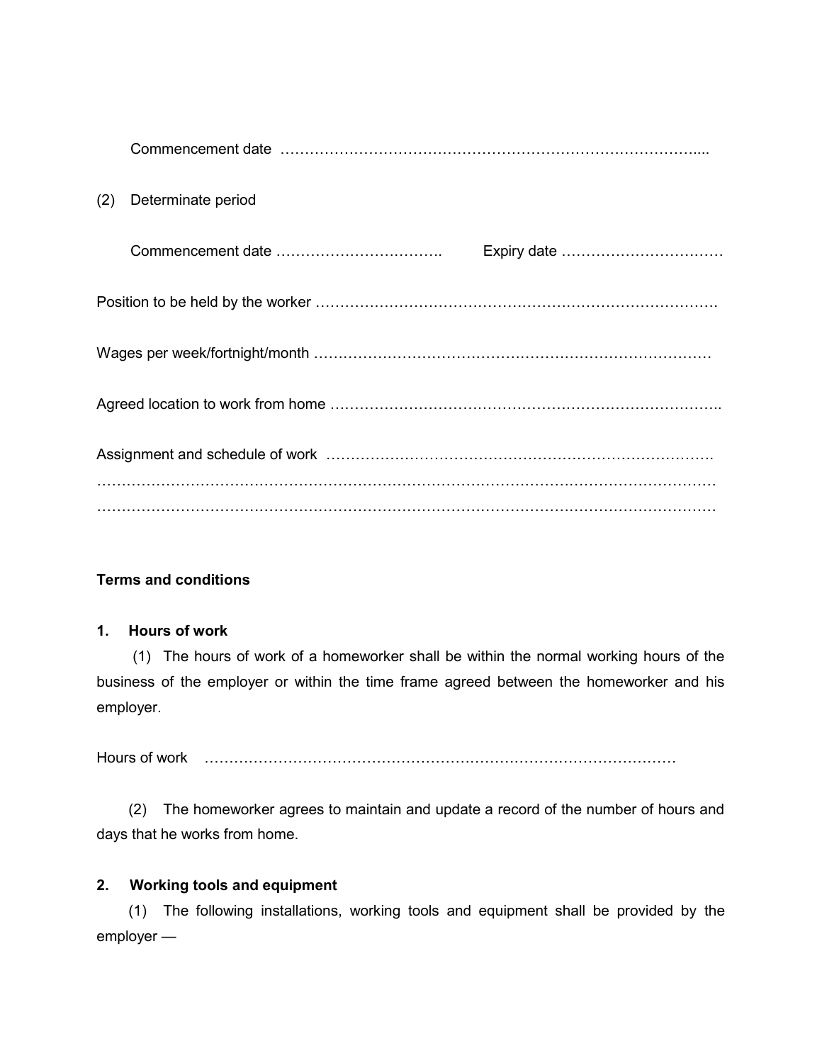Commencement date …………………………………………………………………………....

(2) Determinate period

Commencement date ……………………………. Expiry date ……………………………

Position to be held by the worker ……………………………………………………………………….

Wages per week/fortnight/month ………………………………………………………………………

Agreed location to work from home ……………………………………………………………………..

Assignment and schedule of work ………………………………………………………………….
……………………………………………………………………………………………………………
……………………………………………………………………………………………………………

**Terms and conditions**

**1. Hours of work**

(1) The hours of work of a homeworker shall be within the normal working hours of the business of the employer or within the time frame agreed between the homeworker and his employer.

Hours of work ………………………………………………………………………………

(2) The homeworker agrees to maintain and update a record of the number of hours and days that he works from home.

**2. Working tools and equipment**

(1) The following installations, working tools and equipment shall be provided by the employer —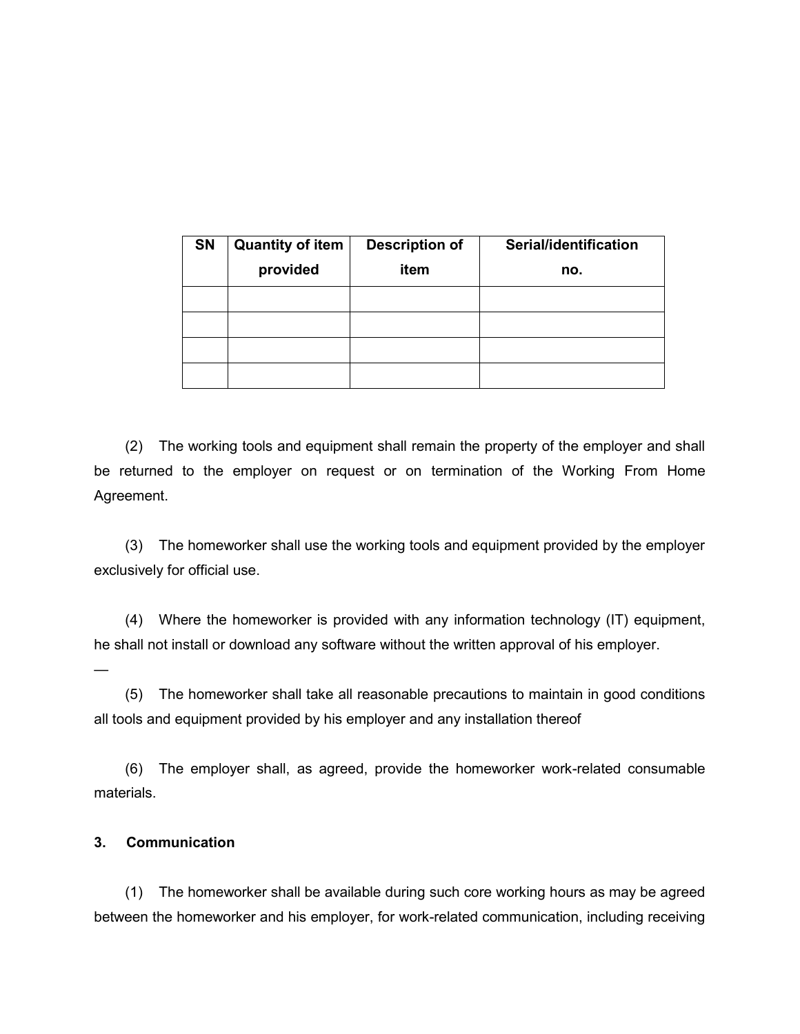| SN | Quantity of item provided | Description of item | Serial/identification no. |
|---|---|---|---|
| | | | |
| | | | |
| | | | |
| | | | |

(2) The working tools and equipment shall remain the property of the employer and shall be returned to the employer on request or on termination of the Working From Home Agreement.

(3) The homeworker shall use the working tools and equipment provided by the employer exclusively for official use.

(4) Where the homeworker is provided with any information technology (IT) equipment, he shall not install or download any software without the written approval of his employer.

—

(5) The homeworker shall take all reasonable precautions to maintain in good conditions all tools and equipment provided by his employer and any installation thereof

(6) The employer shall, as agreed, provide the homeworker work-related consumable materials.

**3. Communication**

(1) The homeworker shall be available during such core working hours as may be agreed between the homeworker and his employer, for work-related communication, including receiving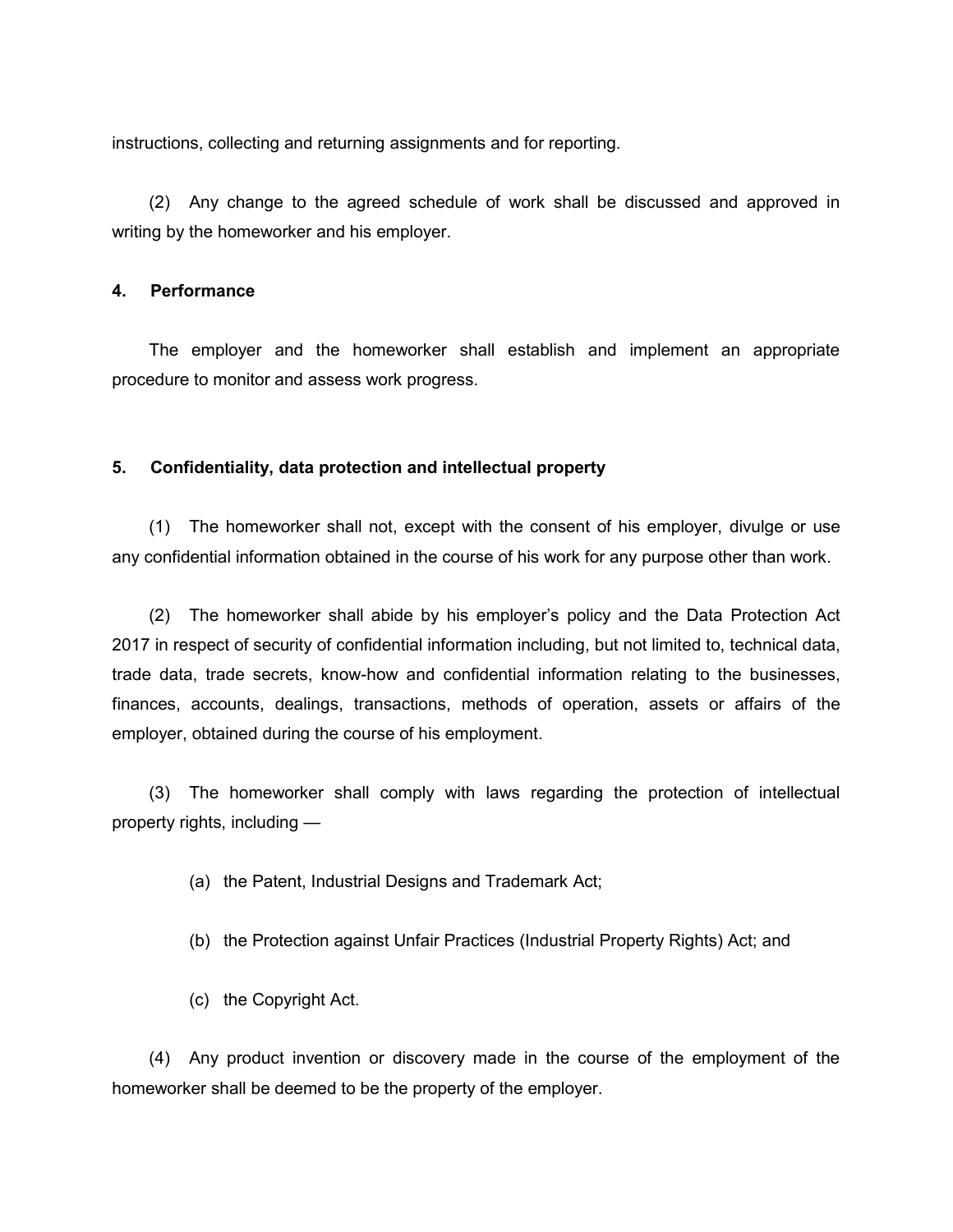instructions, collecting and returning assignments and for reporting.

(2) Any change to the agreed schedule of work shall be discussed and approved in writing by the homeworker and his employer.

**4. Performance**

The employer and the homeworker shall establish and implement an appropriate procedure to monitor and assess work progress.

**5. Confidentiality, data protection and intellectual property**

(1) The homeworker shall not, except with the consent of his employer, divulge or use any confidential information obtained in the course of his work for any purpose other than work.

(2) The homeworker shall abide by his employer's policy and the Data Protection Act 2017 in respect of security of confidential information including, but not limited to, technical data, trade data, trade secrets, know-how and confidential information relating to the businesses, finances, accounts, dealings, transactions, methods of operation, assets or affairs of the employer, obtained during the course of his employment.

(3) The homeworker shall comply with laws regarding the protection of intellectual property rights, including —

(a) the Patent, Industrial Designs and Trademark Act;

(b) the Protection against Unfair Practices (Industrial Property Rights) Act; and

(c) the Copyright Act.

(4) Any product invention or discovery made in the course of the employment of the homeworker shall be deemed to be the property of the employer.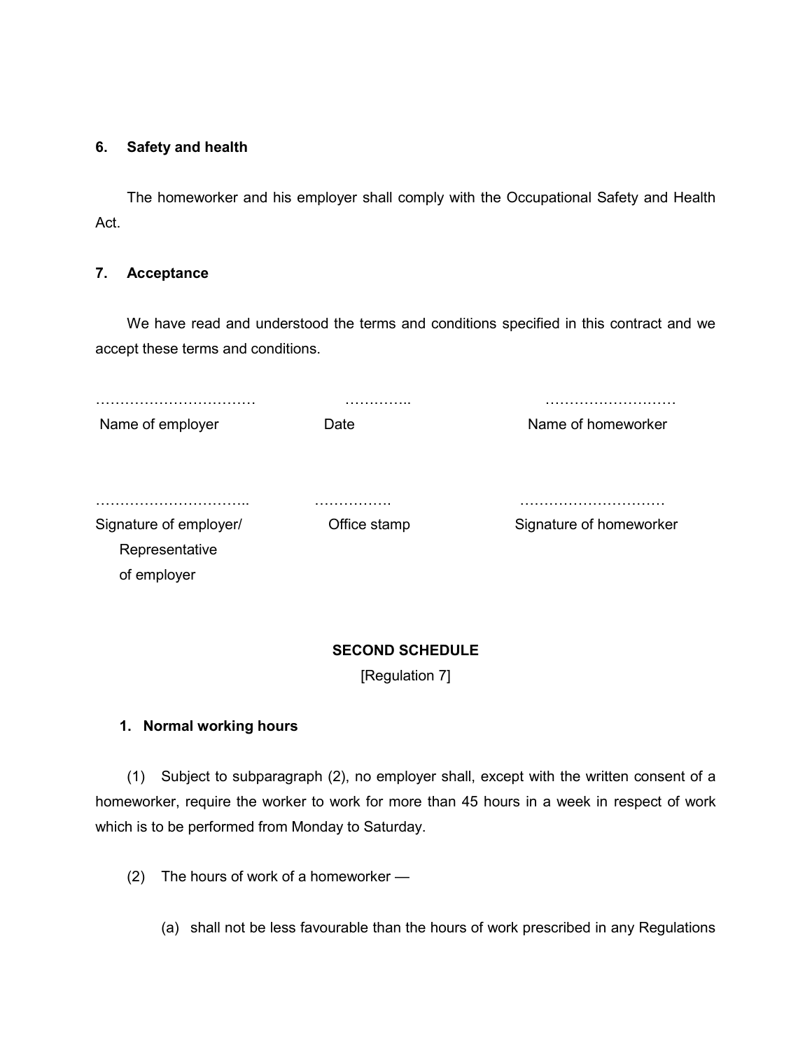**6. Safety and health**

The homeworker and his employer shall comply with the Occupational Safety and Health Act.

**7. Acceptance**

We have read and understood the terms and conditions specified in this contract and we accept these terms and conditions.

| ……………………………<br>Name of employer | …………..<br>Date | ………………………<br>Name of homeworker |
|---|---|---|
| …………………………..<br>Signature of employer/ Representative of employer | …………….<br>Office stamp | …………………………<br>Signature of homeworker |

**SECOND SCHEDULE**

[Regulation 7]

**1. Normal working hours**

(1) Subject to subparagraph (2), no employer shall, except with the written consent of a homeworker, require the worker to work for more than 45 hours in a week in respect of work which is to be performed from Monday to Saturday.

(2) The hours of work of a homeworker —

(a) shall not be less favourable than the hours of work prescribed in any Regulations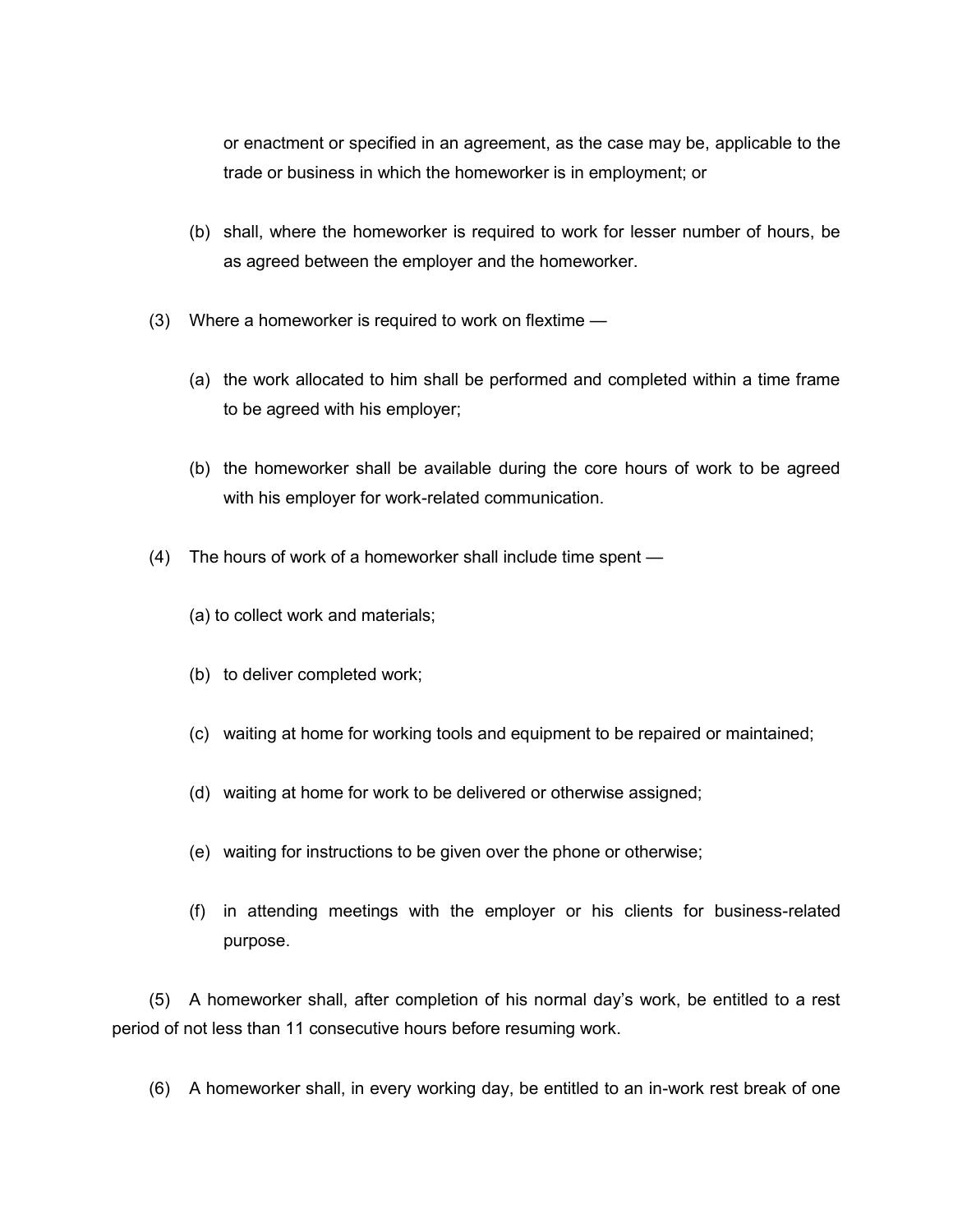or enactment or specified in an agreement, as the case may be, applicable to the trade or business in which the homeworker is in employment; or

(b) shall, where the homeworker is required to work for lesser number of hours, be as agreed between the employer and the homeworker.

(3) Where a homeworker is required to work on flextime —

(a) the work allocated to him shall be performed and completed within a time frame to be agreed with his employer;

(b) the homeworker shall be available during the core hours of work to be agreed with his employer for work-related communication.

(4) The hours of work of a homeworker shall include time spent —

(a) to collect work and materials;

(b) to deliver completed work;

(c) waiting at home for working tools and equipment to be repaired or maintained;

(d) waiting at home for work to be delivered or otherwise assigned;

(e) waiting for instructions to be given over the phone or otherwise;

(f) in attending meetings with the employer or his clients for business-related purpose.

(5) A homeworker shall, after completion of his normal day's work, be entitled to a rest period of not less than 11 consecutive hours before resuming work.

(6) A homeworker shall, in every working day, be entitled to an in-work rest break of one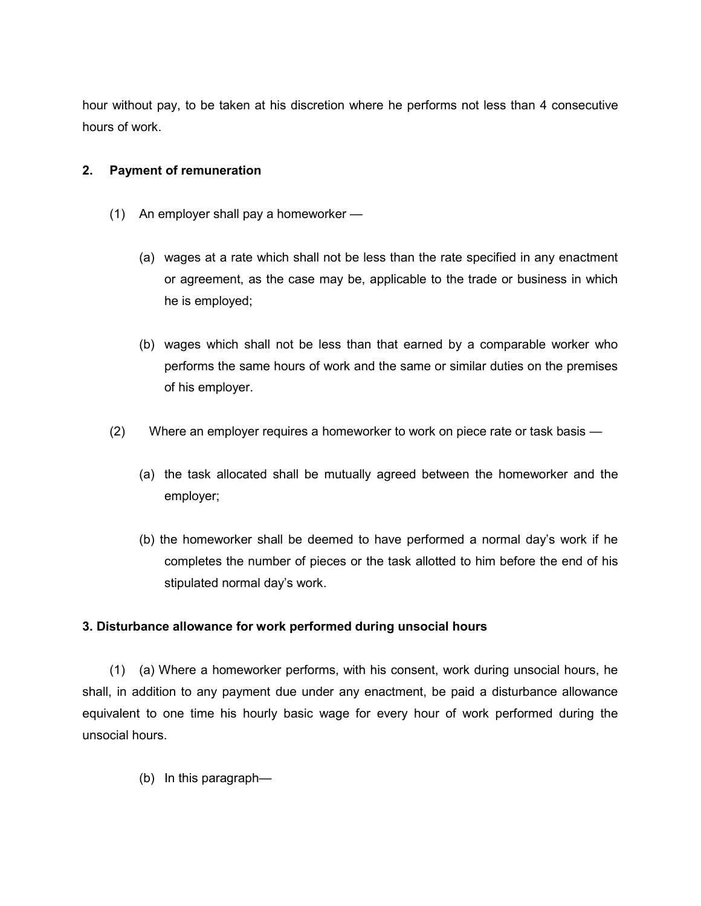hour without pay, to be taken at his discretion where he performs not less than 4 consecutive hours of work.

**2. Payment of remuneration**

(1) An employer shall pay a homeworker —

(a) wages at a rate which shall not be less than the rate specified in any enactment or agreement, as the case may be, applicable to the trade or business in which he is employed;

(b) wages which shall not be less than that earned by a comparable worker who performs the same hours of work and the same or similar duties on the premises of his employer.

(2) Where an employer requires a homeworker to work on piece rate or task basis —

(a) the task allocated shall be mutually agreed between the homeworker and the employer;

(b) the homeworker shall be deemed to have performed a normal day's work if he completes the number of pieces or the task allotted to him before the end of his stipulated normal day's work.

**3. Disturbance allowance for work performed during unsocial hours**

(1) (a) Where a homeworker performs, with his consent, work during unsocial hours, he shall, in addition to any payment due under any enactment, be paid a disturbance allowance equivalent to one time his hourly basic wage for every hour of work performed during the unsocial hours.

(b) In this paragraph—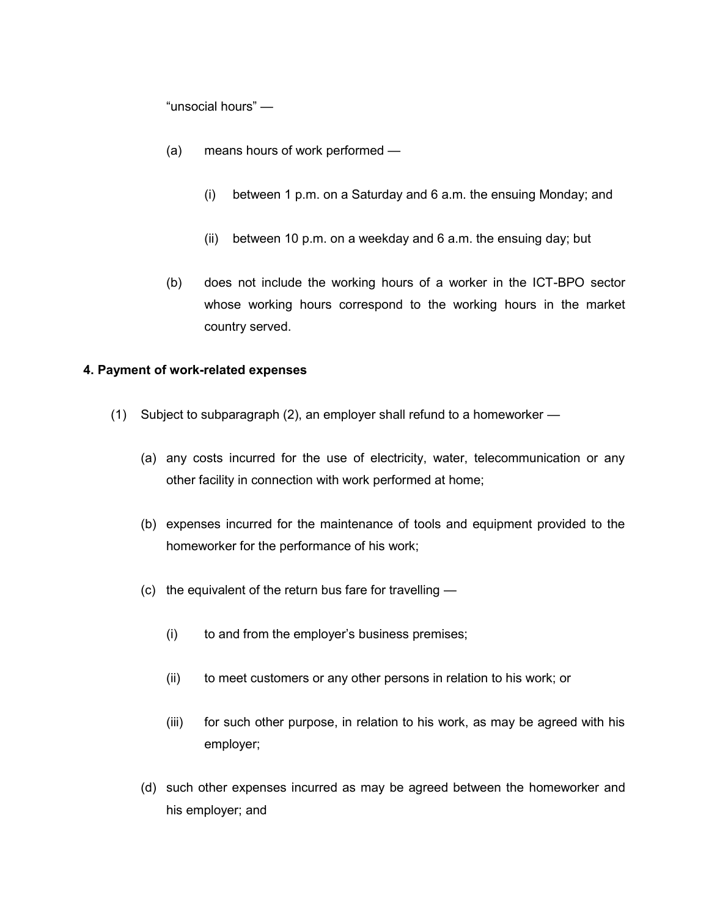"unsocial hours" —

(a) means hours of work performed —

(i) between 1 p.m. on a Saturday and 6 a.m. the ensuing Monday; and

(ii) between 10 p.m. on a weekday and 6 a.m. the ensuing day; but

(b) does not include the working hours of a worker in the ICT-BPO sector whose working hours correspond to the working hours in the market country served.

**4. Payment of work-related expenses**

(1) Subject to subparagraph (2), an employer shall refund to a homeworker —

(a) any costs incurred for the use of electricity, water, telecommunication or any other facility in connection with work performed at home;

(b) expenses incurred for the maintenance of tools and equipment provided to the homeworker for the performance of his work;

(c) the equivalent of the return bus fare for travelling —

(i) to and from the employer's business premises;

(ii) to meet customers or any other persons in relation to his work; or

(iii) for such other purpose, in relation to his work, as may be agreed with his employer;

(d) such other expenses incurred as may be agreed between the homeworker and his employer; and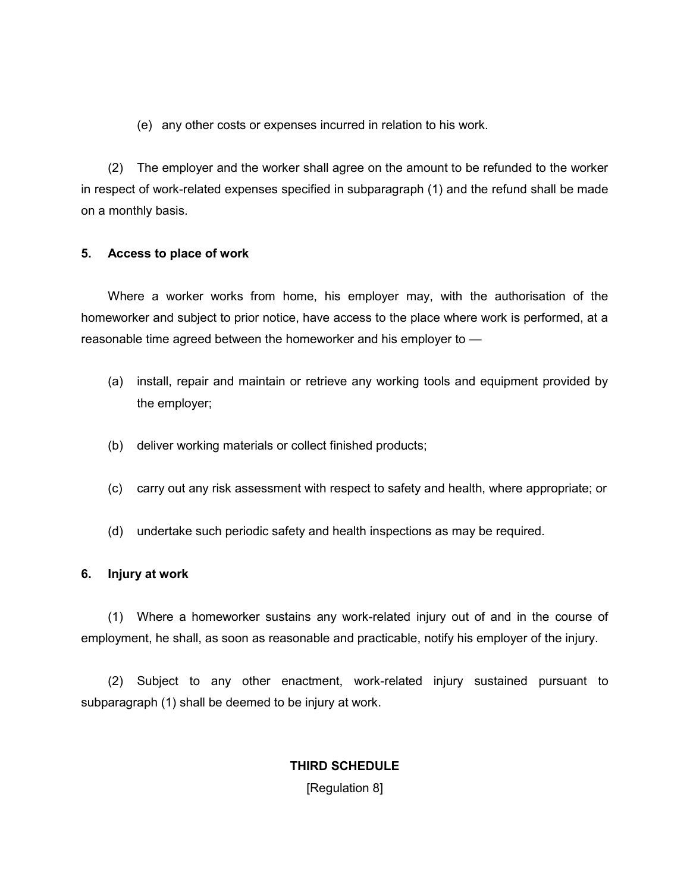(e) any other costs or expenses incurred in relation to his work.

(2) The employer and the worker shall agree on the amount to be refunded to the worker in respect of work-related expenses specified in subparagraph (1) and the refund shall be made on a monthly basis.

**5. Access to place of work**

Where a worker works from home, his employer may, with the authorisation of the homeworker and subject to prior notice, have access to the place where work is performed, at a reasonable time agreed between the homeworker and his employer to —

(a) install, repair and maintain or retrieve any working tools and equipment provided by the employer;

(b) deliver working materials or collect finished products;

(c) carry out any risk assessment with respect to safety and health, where appropriate; or

(d) undertake such periodic safety and health inspections as may be required.

**6. Injury at work**

(1) Where a homeworker sustains any work-related injury out of and in the course of employment, he shall, as soon as reasonable and practicable, notify his employer of the injury.

(2) Subject to any other enactment, work-related injury sustained pursuant to subparagraph (1) shall be deemed to be injury at work.

**THIRD SCHEDULE**

[Regulation 8]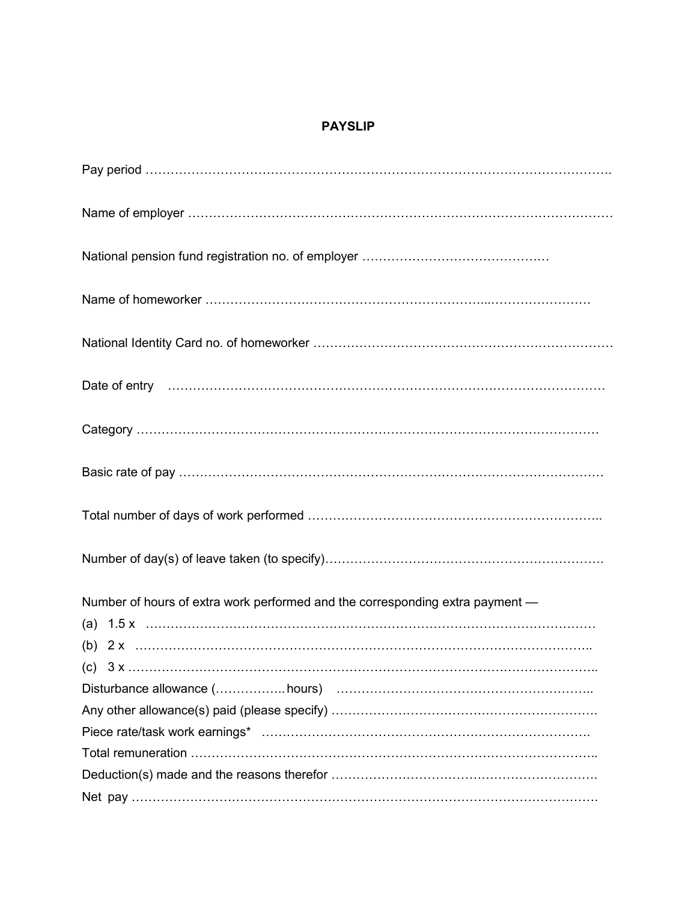**PAYSLIP**

Pay period ……………………………………………………………………………………………….

Name of employer ……………………………………………………………………………………

National pension fund registration no. of employer ………………………………………

Name of homeworker ……………………………………………………………...……………………

National Identity Card no. of homeworker ………………………………………………………………

Date of entry ……………………………………………………………………………………………

Category …………………………………………………………………………………………………

Basic rate of pay …………………………………………………………………………………………

Total number of days of work performed ……………………………………………………………...

Number of day(s) of leave taken (to specify)………………………………………………………….

Number of hours of extra work performed and the corresponding extra payment —

(a) 1.5 x ……………………………………………………………………………………………

(b) 2 x ……………………………………………………………………………………………..

(c) 3 x ……………………………………………………………………………………………..

Disturbance allowance (…………….. hours) ……………………………………………………..

Any other allowance(s) paid (please specify) ……………………………………………………….

Piece rate/task work earnings* ……………………………………………………………………….

Total remuneration ……………………………………………………………………………………..

Deduction(s) made and the reasons therefor ……………………………………………………….

Net pay ……………………………………………………………………………………………….